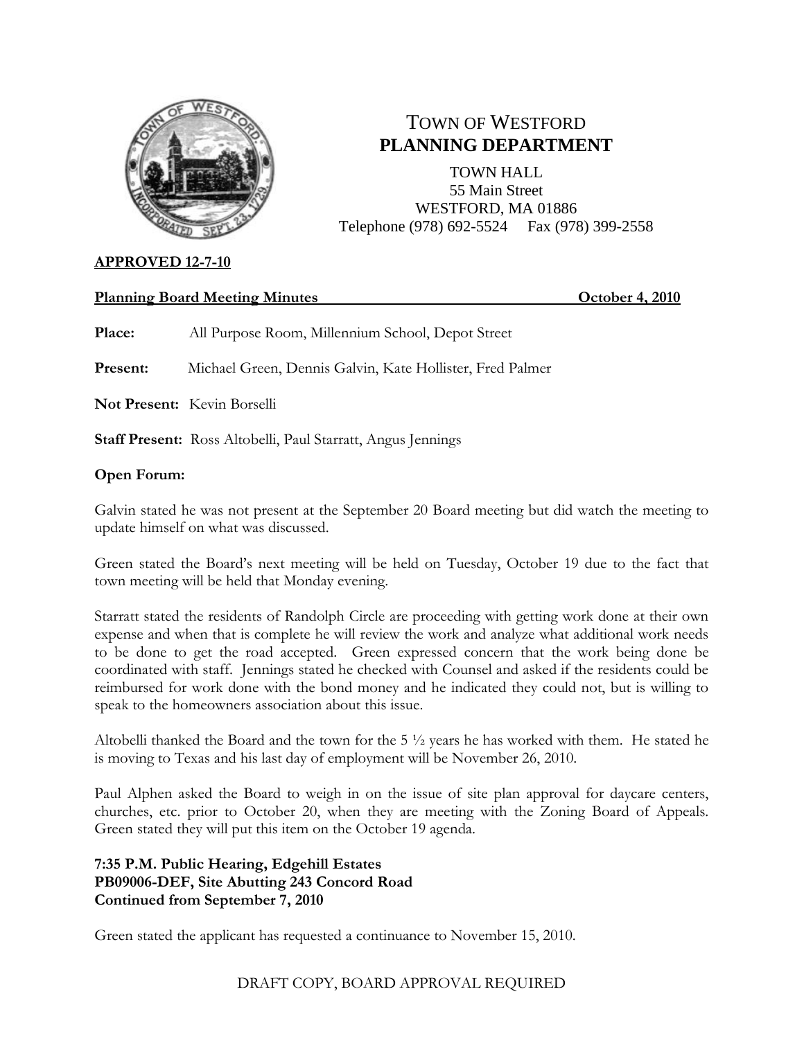# TOWN OF WESTFORD
## PLANNING DEPARTMENT

TOWN HALL
55 Main Street
WESTFORD, MA 01886
Telephone (978) 692-5524 Fax (978) 399-2558

**APPROVED 12-7-10**

**Planning Board Meeting Minutes** **October 4, 2010**

**Place:** All Purpose Room, Millennium School, Depot Street

**Present:** Michael Green, Dennis Galvin, Kate Hollister, Fred Palmer

**Not Present:** Kevin Borselli

**Staff Present:** Ross Altobelli, Paul Starratt, Angus Jennings

**Open Forum:**

Galvin stated he was not present at the September 20 Board meeting but did watch the meeting to update himself on what was discussed.

Green stated the Board's next meeting will be held on Tuesday, October 19 due to the fact that town meeting will be held that Monday evening.

Starratt stated the residents of Randolph Circle are proceeding with getting work done at their own expense and when that is complete he will review the work and analyze what additional work needs to be done to get the road accepted. Green expressed concern that the work being done be coordinated with staff. Jennings stated he checked with Counsel and asked if the residents could be reimbursed for work done with the bond money and he indicated they could not, but is willing to speak to the homeowners association about this issue.

Altobelli thanked the Board and the town for the 5 ½ years he has worked with them. He stated he is moving to Texas and his last day of employment will be November 26, 2010.

Paul Alphen asked the Board to weigh in on the issue of site plan approval for daycare centers, churches, etc. prior to October 20, when they are meeting with the Zoning Board of Appeals. Green stated they will put this item on the October 19 agenda.

**7:35 P.M. Public Hearing, Edgehill Estates**
**PB09006-DEF, Site Abutting 243 Concord Road**
**Continued from September 7, 2010**

Green stated the applicant has requested a continuance to November 15, 2010.

DRAFT COPY, BOARD APPROVAL REQUIRED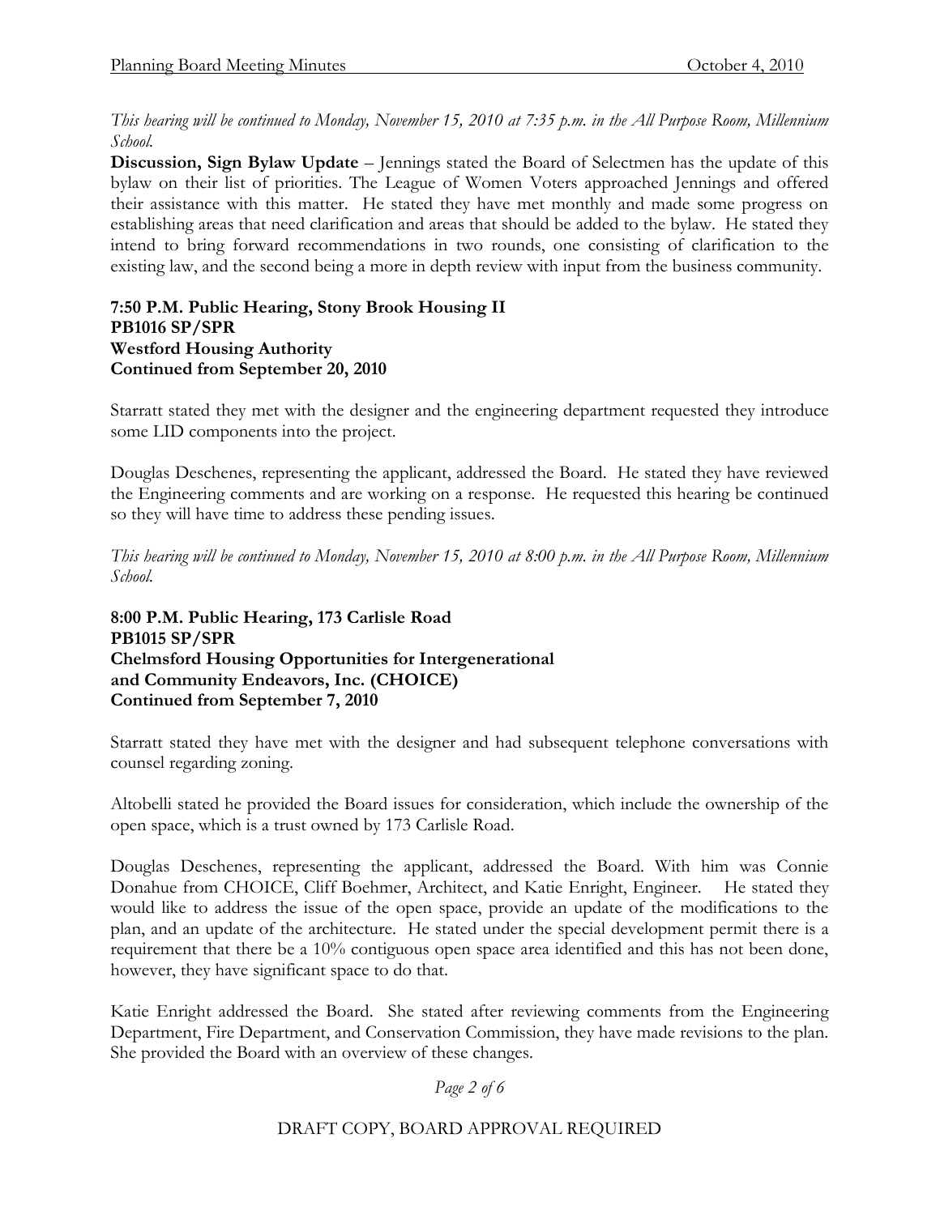*This hearing will be continued to Monday, November 15, 2010 at 7:35 p.m. in the All Purpose Room, Millennium School.*

**Discussion, Sign Bylaw Update** – Jennings stated the Board of Selectmen has the update of this bylaw on their list of priorities. The League of Women Voters approached Jennings and offered their assistance with this matter. He stated they have met monthly and made some progress on establishing areas that need clarification and areas that should be added to the bylaw. He stated they intend to bring forward recommendations in two rounds, one consisting of clarification to the existing law, and the second being a more in depth review with input from the business community.

**7:50 P.M. Public Hearing, Stony Brook Housing II**
**PB1016 SP/SPR**
**Westford Housing Authority**
**Continued from September 20, 2010**

Starratt stated they met with the designer and the engineering department requested they introduce some LID components into the project.

Douglas Deschenes, representing the applicant, addressed the Board. He stated they have reviewed the Engineering comments and are working on a response. He requested this hearing be continued so they will have time to address these pending issues.

*This hearing will be continued to Monday, November 15, 2010 at 8:00 p.m. in the All Purpose Room, Millennium School.*

**8:00 P.M. Public Hearing, 173 Carlisle Road**
**PB1015 SP/SPR**
**Chelmsford Housing Opportunities for Intergenerational and Community Endeavors, Inc. (CHOICE)**
**Continued from September 7, 2010**

Starratt stated they have met with the designer and had subsequent telephone conversations with counsel regarding zoning.

Altobelli stated he provided the Board issues for consideration, which include the ownership of the open space, which is a trust owned by 173 Carlisle Road.

Douglas Deschenes, representing the applicant, addressed the Board. With him was Connie Donahue from CHOICE, Cliff Boehmer, Architect, and Katie Enright, Engineer. He stated they would like to address the issue of the open space, provide an update of the modifications to the plan, and an update of the architecture. He stated under the special development permit there is a requirement that there be a 10% contiguous open space area identified and this has not been done, however, they have significant space to do that.

Katie Enright addressed the Board. She stated after reviewing comments from the Engineering Department, Fire Department, and Conservation Commission, they have made revisions to the plan. She provided the Board with an overview of these changes.

DRAFT COPY, BOARD APPROVAL REQUIRED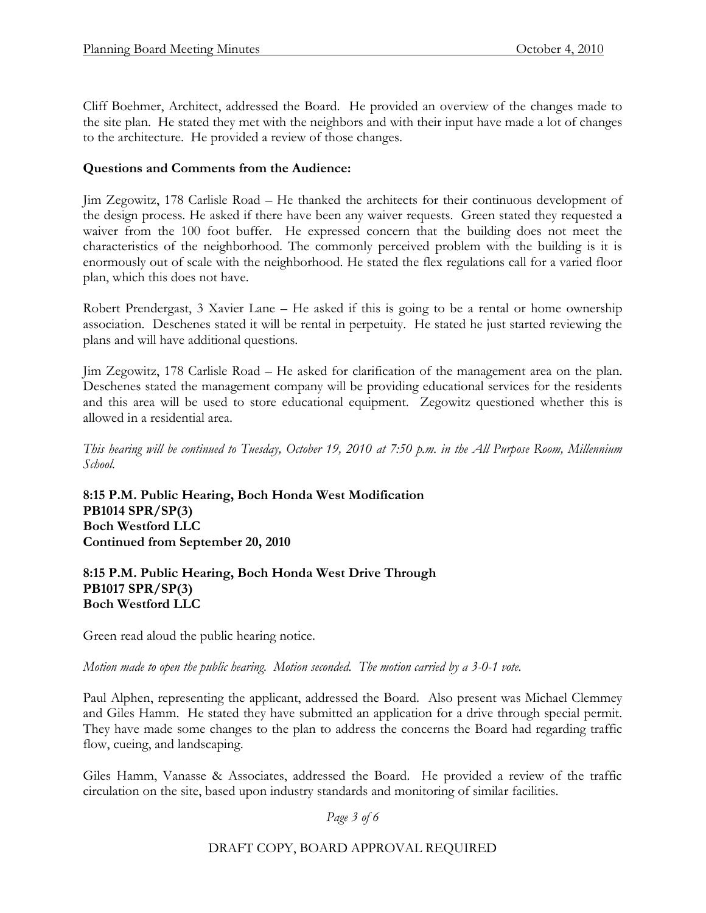Cliff Boehmer, Architect, addressed the Board. He provided an overview of the changes made to the site plan. He stated they met with the neighbors and with their input have made a lot of changes to the architecture. He provided a review of those changes.

**Questions and Comments from the Audience:**

Jim Zegowitz, 178 Carlisle Road – He thanked the architects for their continuous development of the design process. He asked if there have been any waiver requests. Green stated they requested a waiver from the 100 foot buffer. He expressed concern that the building does not meet the characteristics of the neighborhood. The commonly perceived problem with the building is it is enormously out of scale with the neighborhood. He stated the flex regulations call for a varied floor plan, which this does not have.

Robert Prendergast, 3 Xavier Lane – He asked if this is going to be a rental or home ownership association. Deschenes stated it will be rental in perpetuity. He stated he just started reviewing the plans and will have additional questions.

Jim Zegowitz, 178 Carlisle Road – He asked for clarification of the management area on the plan. Deschenes stated the management company will be providing educational services for the residents and this area will be used to store educational equipment. Zegowitz questioned whether this is allowed in a residential area.

*This hearing will be continued to Tuesday, October 19, 2010 at 7:50 p.m. in the All Purpose Room, Millennium School.*

**8:15 P.M. Public Hearing, Boch Honda West Modification**
**PB1014 SPR/SP(3)**
**Boch Westford LLC**
**Continued from September 20, 2010**

**8:15 P.M. Public Hearing, Boch Honda West Drive Through**
**PB1017 SPR/SP(3)**
**Boch Westford LLC**

Green read aloud the public hearing notice.

*Motion made to open the public hearing. Motion seconded. The motion carried by a 3-0-1 vote.*

Paul Alphen, representing the applicant, addressed the Board. Also present was Michael Clemmey and Giles Hamm. He stated they have submitted an application for a drive through special permit. They have made some changes to the plan to address the concerns the Board had regarding traffic flow, cueing, and landscaping.

Giles Hamm, Vanasse & Associates, addressed the Board. He provided a review of the traffic circulation on the site, based upon industry standards and monitoring of similar facilities.

DRAFT COPY, BOARD APPROVAL REQUIRED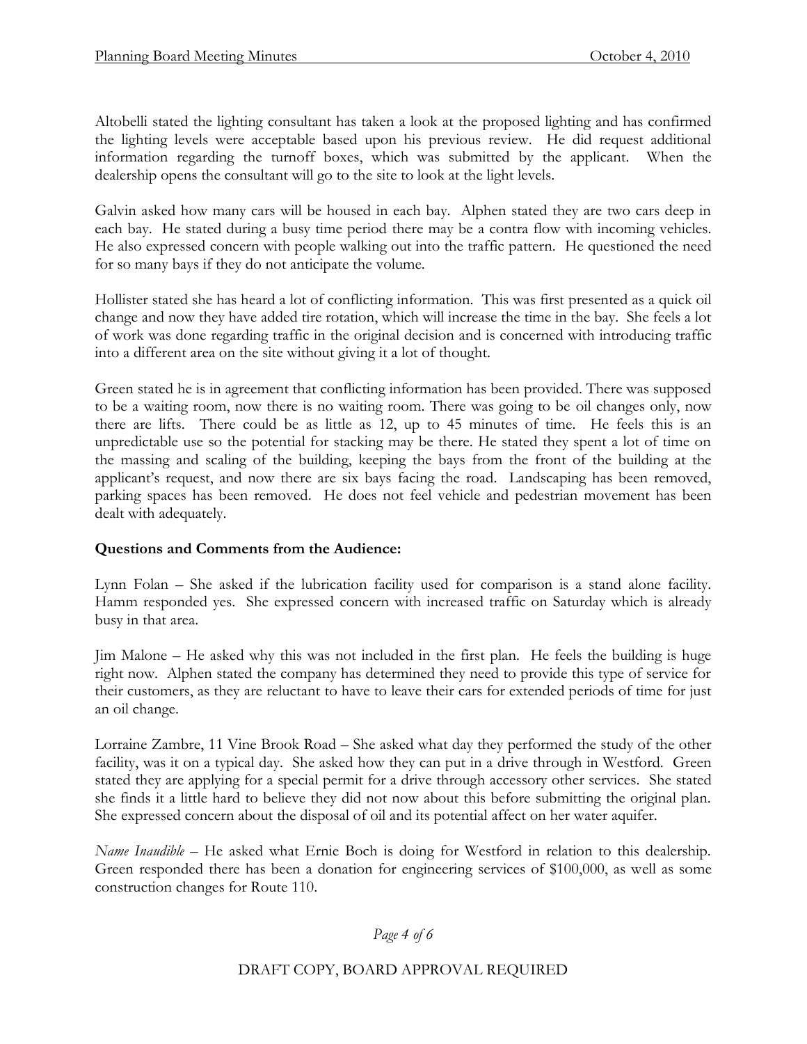Altobelli stated the lighting consultant has taken a look at the proposed lighting and has confirmed the lighting levels were acceptable based upon his previous review. He did request additional information regarding the turnoff boxes, which was submitted by the applicant. When the dealership opens the consultant will go to the site to look at the light levels.

Galvin asked how many cars will be housed in each bay. Alphen stated they are two cars deep in each bay. He stated during a busy time period there may be a contra flow with incoming vehicles. He also expressed concern with people walking out into the traffic pattern. He questioned the need for so many bays if they do not anticipate the volume.

Hollister stated she has heard a lot of conflicting information. This was first presented as a quick oil change and now they have added tire rotation, which will increase the time in the bay. She feels a lot of work was done regarding traffic in the original decision and is concerned with introducing traffic into a different area on the site without giving it a lot of thought.

Green stated he is in agreement that conflicting information has been provided. There was supposed to be a waiting room, now there is no waiting room. There was going to be oil changes only, now there are lifts. There could be as little as 12, up to 45 minutes of time. He feels this is an unpredictable use so the potential for stacking may be there. He stated they spent a lot of time on the massing and scaling of the building, keeping the bays from the front of the building at the applicant's request, and now there are six bays facing the road. Landscaping has been removed, parking spaces has been removed. He does not feel vehicle and pedestrian movement has been dealt with adequately.

**Questions and Comments from the Audience:**

Lynn Folan – She asked if the lubrication facility used for comparison is a stand alone facility. Hamm responded yes. She expressed concern with increased traffic on Saturday which is already busy in that area.

Jim Malone – He asked why this was not included in the first plan. He feels the building is huge right now. Alphen stated the company has determined they need to provide this type of service for their customers, as they are reluctant to have to leave their cars for extended periods of time for just an oil change.

Lorraine Zambre, 11 Vine Brook Road – She asked what day they performed the study of the other facility, was it on a typical day. She asked how they can put in a drive through in Westford. Green stated they are applying for a special permit for a drive through accessory other services. She stated she finds it a little hard to believe they did not now about this before submitting the original plan. She expressed concern about the disposal of oil and its potential affect on her water aquifer.

*Name Inaudible* – He asked what Ernie Boch is doing for Westford in relation to this dealership. Green responded there has been a donation for engineering services of $100,000, as well as some construction changes for Route 110.

DRAFT COPY, BOARD APPROVAL REQUIRED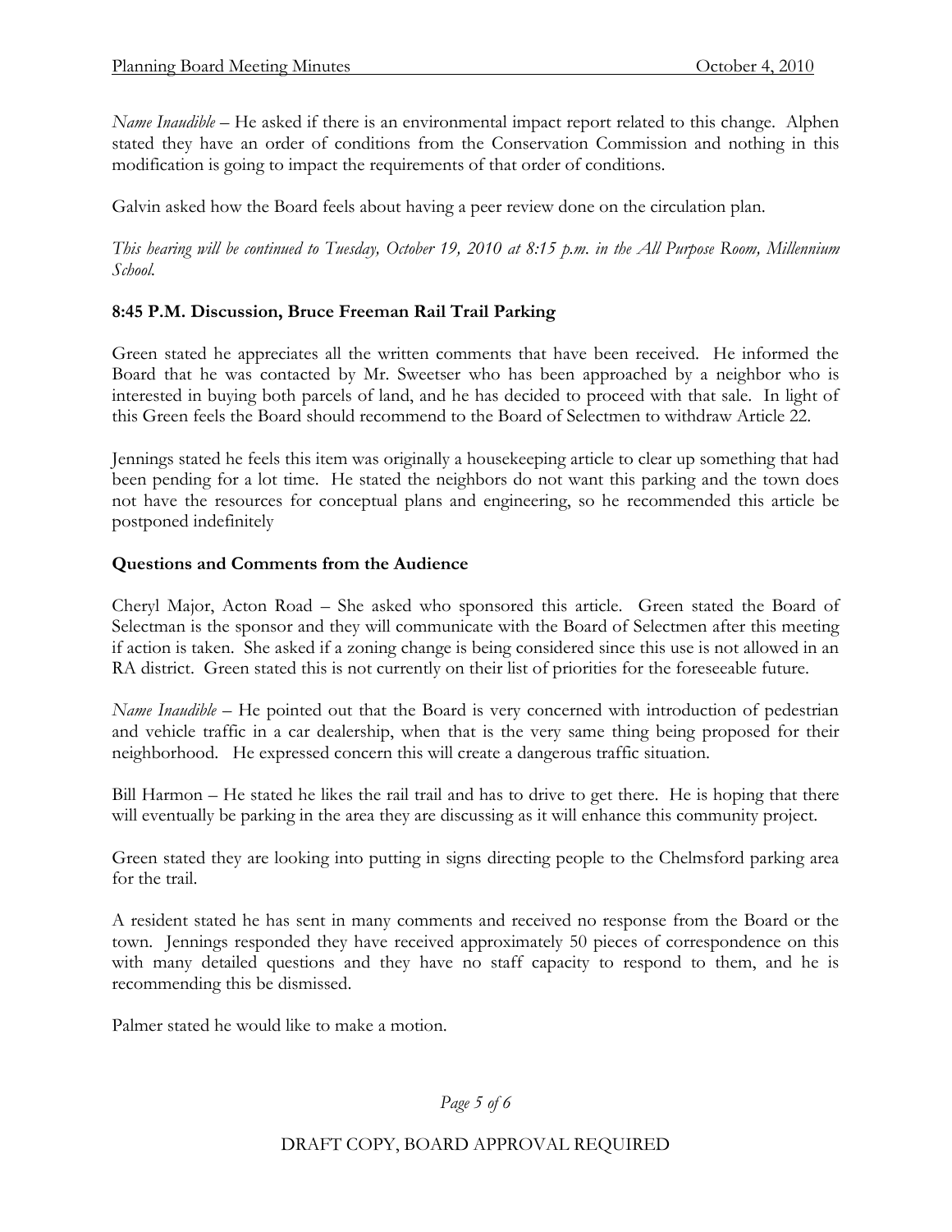*Name Inaudible* – He asked if there is an environmental impact report related to this change. Alphen stated they have an order of conditions from the Conservation Commission and nothing in this modification is going to impact the requirements of that order of conditions.

Galvin asked how the Board feels about having a peer review done on the circulation plan.

*This hearing will be continued to Tuesday, October 19, 2010 at 8:15 p.m. in the All Purpose Room, Millennium School.*

**8:45 P.M. Discussion, Bruce Freeman Rail Trail Parking**

Green stated he appreciates all the written comments that have been received. He informed the Board that he was contacted by Mr. Sweetser who has been approached by a neighbor who is interested in buying both parcels of land, and he has decided to proceed with that sale. In light of this Green feels the Board should recommend to the Board of Selectmen to withdraw Article 22.

Jennings stated he feels this item was originally a housekeeping article to clear up something that had been pending for a lot time. He stated the neighbors do not want this parking and the town does not have the resources for conceptual plans and engineering, so he recommended this article be postponed indefinitely

**Questions and Comments from the Audience**

Cheryl Major, Acton Road – She asked who sponsored this article. Green stated the Board of Selectman is the sponsor and they will communicate with the Board of Selectmen after this meeting if action is taken. She asked if a zoning change is being considered since this use is not allowed in an RA district. Green stated this is not currently on their list of priorities for the foreseeable future.

*Name Inaudible* – He pointed out that the Board is very concerned with introduction of pedestrian and vehicle traffic in a car dealership, when that is the very same thing being proposed for their neighborhood. He expressed concern this will create a dangerous traffic situation.

Bill Harmon – He stated he likes the rail trail and has to drive to get there. He is hoping that there will eventually be parking in the area they are discussing as it will enhance this community project.

Green stated they are looking into putting in signs directing people to the Chelmsford parking area for the trail.

A resident stated he has sent in many comments and received no response from the Board or the town. Jennings responded they have received approximately 50 pieces of correspondence on this with many detailed questions and they have no staff capacity to respond to them, and he is recommending this be dismissed.

Palmer stated he would like to make a motion.

DRAFT COPY, BOARD APPROVAL REQUIRED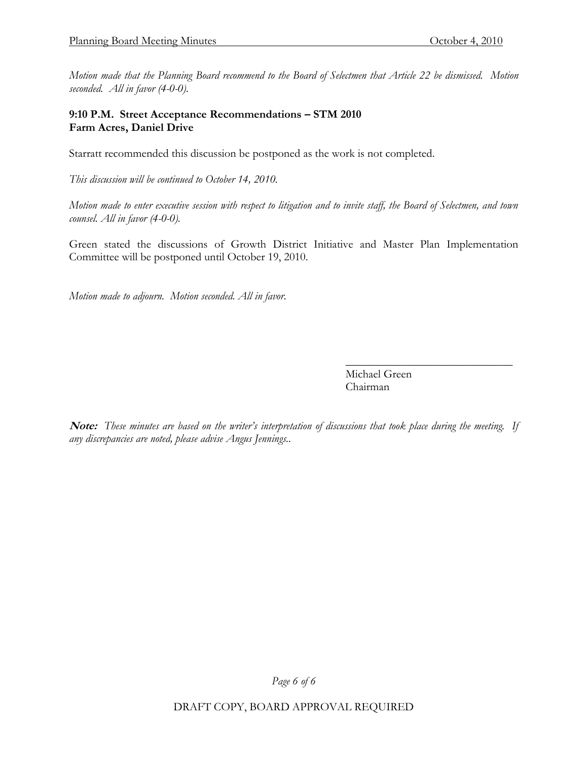*Motion made that the Planning Board recommend to the Board of Selectmen that Article 22 be dismissed. Motion seconded. All in favor (4-0-0).*

**9:10 P.M. Street Acceptance Recommendations – STM 2010**
**Farm Acres, Daniel Drive**

Starratt recommended this discussion be postponed as the work is not completed.

*This discussion will be continued to October 14, 2010.*

*Motion made to enter executive session with respect to litigation and to invite staff, the Board of Selectmen, and town counsel. All in favor (4-0-0).*

Green stated the discussions of Growth District Initiative and Master Plan Implementation Committee will be postponed until October 19, 2010.

*Motion made to adjourn. Motion seconded. All in favor.*

\_\_\_\_\_\_\_\_\_\_\_\_\_\_\_\_\_\_\_\_\_\_\_\_\_\_\_\_\_\_
Michael Green
Chairman

***Note:*** *These minutes are based on the writer's interpretation of discussions that took place during the meeting. If any discrepancies are noted, please advise Angus Jennings..*

DRAFT COPY, BOARD APPROVAL REQUIRED